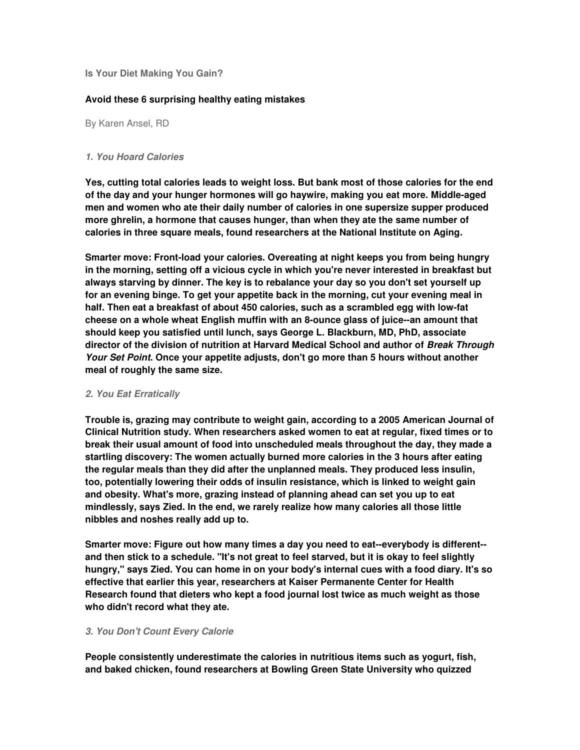# Is Your Diet Making You Gain?

## Avoid these 6 surprising healthy eating mistakes

By Karen Ansel, RD

### *1. You Hoard Calories*

**Yes, cutting total calories leads to weight loss. But bank most of those calories for the end of the day and your hunger hormones will go haywire, making you eat more. Middle-aged men and women who ate their daily number of calories in one supersize supper produced more ghrelin, a hormone that causes hunger, than when they ate the same number of calories in three square meals, found researchers at the National Institute on Aging.**

**Smarter move: Front-load your calories. Overeating at night keeps you from being hungry in the morning, setting off a vicious cycle in which you're never interested in breakfast but always starving by dinner. The key is to rebalance your day so you don't set yourself up for an evening binge. To get your appetite back in the morning, cut your evening meal in half. Then eat a breakfast of about 450 calories, such as a scrambled egg with low-fat cheese on a whole wheat English muffin with an 8-ounce glass of juice--an amount that should keep you satisfied until lunch, says George L. Blackburn, MD, PhD, associate director of the division of nutrition at Harvard Medical School and author of *Break Through Your Set Point*. Once your appetite adjusts, don't go more than 5 hours without another meal of roughly the same size.**

### *2. You Eat Erratically*

**Trouble is, grazing may contribute to weight gain, according to a 2005 American Journal of Clinical Nutrition study. When researchers asked women to eat at regular, fixed times or to break their usual amount of food into unscheduled meals throughout the day, they made a startling discovery: The women actually burned more calories in the 3 hours after eating the regular meals than they did after the unplanned meals. They produced less insulin, too, potentially lowering their odds of insulin resistance, which is linked to weight gain and obesity. What's more, grazing instead of planning ahead can set you up to eat mindlessly, says Zied. In the end, we rarely realize how many calories all those little nibbles and noshes really add up to.**

**Smarter move: Figure out how many times a day you need to eat--everybody is different--and then stick to a schedule. "It's not great to feel starved, but it is okay to feel slightly hungry," says Zied. You can home in on your body's internal cues with a food diary. It's so effective that earlier this year, researchers at Kaiser Permanente Center for Health Research found that dieters who kept a food journal lost twice as much weight as those who didn't record what they ate.**

### *3. You Don't Count Every Calorie*

**People consistently underestimate the calories in nutritious items such as yogurt, fish, and baked chicken, found researchers at Bowling Green State University who quizzed**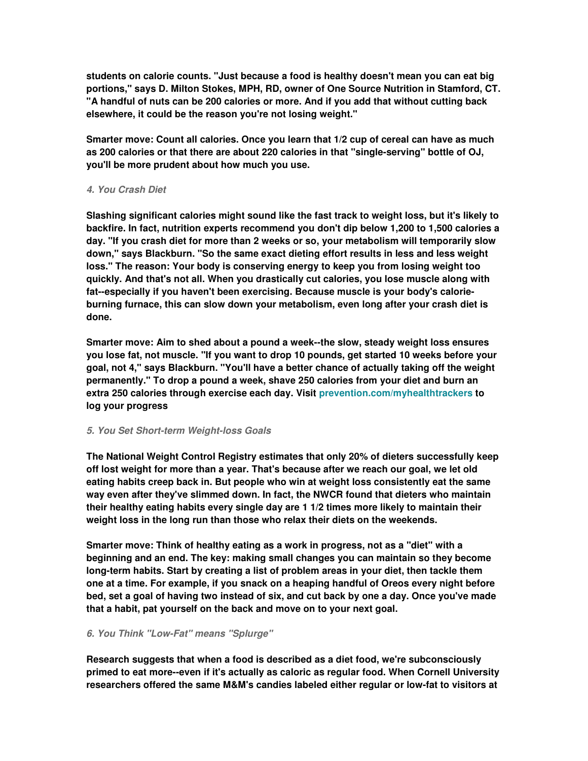**students on calorie counts. "Just because a food is healthy doesn't mean you can eat big portions," says D. Milton Stokes, MPH, RD, owner of One Source Nutrition in Stamford, CT. "A handful of nuts can be 200 calories or more. And if you add that without cutting back elsewhere, it could be the reason you're not losing weight."**

**Smarter move: Count all calories. Once you learn that 1/2 cup of cereal can have as much as 200 calories or that there are about 220 calories in that "single-serving" bottle of OJ, you'll be more prudent about how much you use.**

### *4. You Crash Diet*

**Slashing significant calories might sound like the fast track to weight loss, but it's likely to backfire. In fact, nutrition experts recommend you don't dip below 1,200 to 1,500 calories a day. "If you crash diet for more than 2 weeks or so, your metabolism will temporarily slow down," says Blackburn. "So the same exact dieting effort results in less and less weight loss." The reason: Your body is conserving energy to keep you from losing weight too quickly. And that's not all. When you drastically cut calories, you lose muscle along with fat--especially if you haven't been exercising. Because muscle is your body's calorie-burning furnace, this can slow down your metabolism, even long after your crash diet is done.**

**Smarter move: Aim to shed about a pound a week--the slow, steady weight loss ensures you lose fat, not muscle. "If you want to drop 10 pounds, get started 10 weeks before your goal, not 4," says Blackburn. "You'll have a better chance of actually taking off the weight permanently." To drop a pound a week, shave 250 calories from your diet and burn an extra 250 calories through exercise each day. Visit prevention.com/myhealthtrackers to log your progress**

### *5. You Set Short-term Weight-loss Goals*

**The National Weight Control Registry estimates that only 20% of dieters successfully keep off lost weight for more than a year. That's because after we reach our goal, we let old eating habits creep back in. But people who win at weight loss consistently eat the same way even after they've slimmed down. In fact, the NWCR found that dieters who maintain their healthy eating habits every single day are 1 1/2 times more likely to maintain their weight loss in the long run than those who relax their diets on the weekends.**

**Smarter move: Think of healthy eating as a work in progress, not as a "diet" with a beginning and an end. The key: making small changes you can maintain so they become long-term habits. Start by creating a list of problem areas in your diet, then tackle them one at a time. For example, if you snack on a heaping handful of Oreos every night before bed, set a goal of having two instead of six, and cut back by one a day. Once you've made that a habit, pat yourself on the back and move on to your next goal.**

### *6. You Think "Low-Fat" means "Splurge"*

**Research suggests that when a food is described as a diet food, we're subconsciously primed to eat more--even if it's actually as caloric as regular food. When Cornell University researchers offered the same M&M's candies labeled either regular or low-fat to visitors at**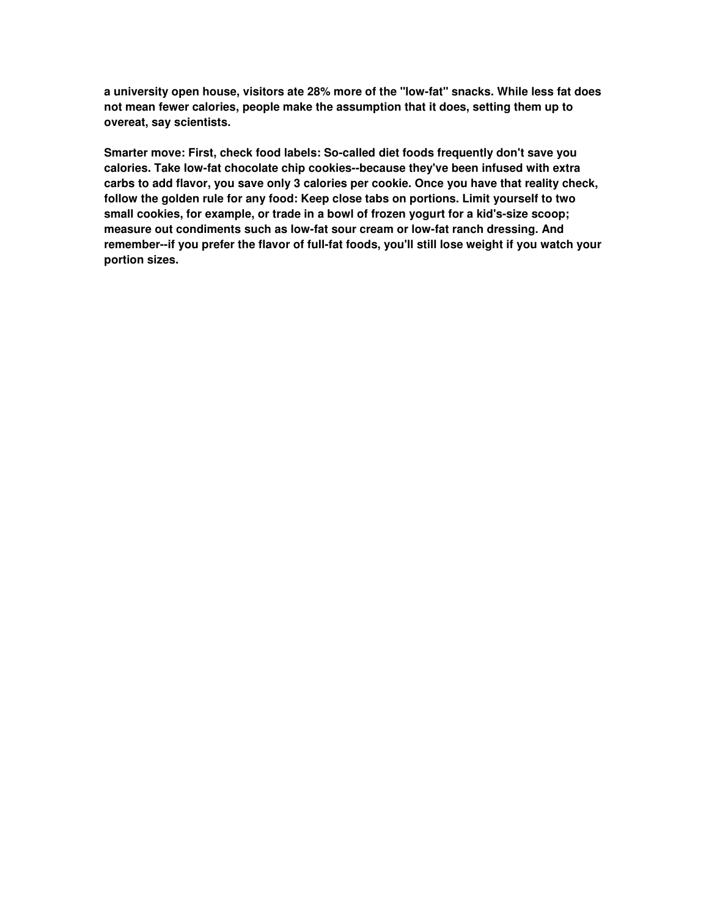**a university open house, visitors ate 28% more of the "low-fat" snacks. While less fat does not mean fewer calories, people make the assumption that it does, setting them up to overeat, say scientists.**

**Smarter move: First, check food labels: So-called diet foods frequently don't save you calories. Take low-fat chocolate chip cookies--because they've been infused with extra carbs to add flavor, you save only 3 calories per cookie. Once you have that reality check, follow the golden rule for any food: Keep close tabs on portions. Limit yourself to two small cookies, for example, or trade in a bowl of frozen yogurt for a kid's-size scoop; measure out condiments such as low-fat sour cream or low-fat ranch dressing. And remember--if you prefer the flavor of full-fat foods, you'll still lose weight if you watch your portion sizes.**